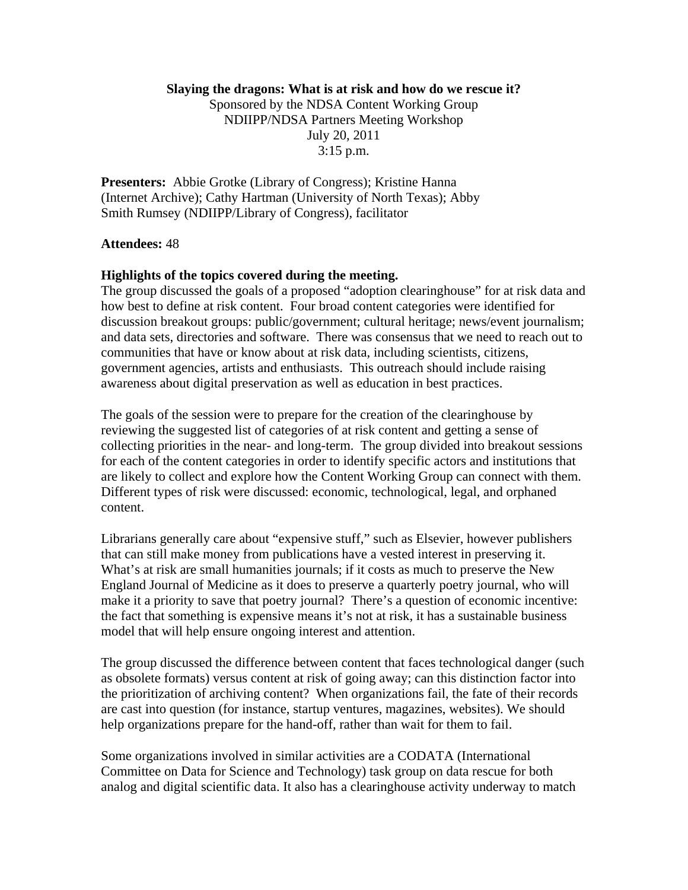**Slaying the dragons: What is at risk and how do we rescue it?**

Sponsored by the NDSA Content Working Group
NDIIPP/NDSA Partners Meeting Workshop
July 20, 2011
3:15 p.m.

**Presenters:** Abbie Grotke (Library of Congress); Kristine Hanna (Internet Archive); Cathy Hartman (University of North Texas); Abby Smith Rumsey (NDIIPP/Library of Congress), facilitator

**Attendees:** 48

**Highlights of the topics covered during the meeting.**

The group discussed the goals of a proposed "adoption clearinghouse" for at risk data and how best to define at risk content. Four broad content categories were identified for discussion breakout groups: public/government; cultural heritage; news/event journalism; and data sets, directories and software. There was consensus that we need to reach out to communities that have or know about at risk data, including scientists, citizens, government agencies, artists and enthusiasts. This outreach should include raising awareness about digital preservation as well as education in best practices.

The goals of the session were to prepare for the creation of the clearinghouse by reviewing the suggested list of categories of at risk content and getting a sense of collecting priorities in the near- and long-term. The group divided into breakout sessions for each of the content categories in order to identify specific actors and institutions that are likely to collect and explore how the Content Working Group can connect with them. Different types of risk were discussed: economic, technological, legal, and orphaned content.

Librarians generally care about "expensive stuff," such as Elsevier, however publishers that can still make money from publications have a vested interest in preserving it. What's at risk are small humanities journals; if it costs as much to preserve the New England Journal of Medicine as it does to preserve a quarterly poetry journal, who will make it a priority to save that poetry journal? There's a question of economic incentive: the fact that something is expensive means it's not at risk, it has a sustainable business model that will help ensure ongoing interest and attention.

The group discussed the difference between content that faces technological danger (such as obsolete formats) versus content at risk of going away; can this distinction factor into the prioritization of archiving content? When organizations fail, the fate of their records are cast into question (for instance, startup ventures, magazines, websites). We should help organizations prepare for the hand-off, rather than wait for them to fail.

Some organizations involved in similar activities are a CODATA (International Committee on Data for Science and Technology) task group on data rescue for both analog and digital scientific data. It also has a clearinghouse activity underway to match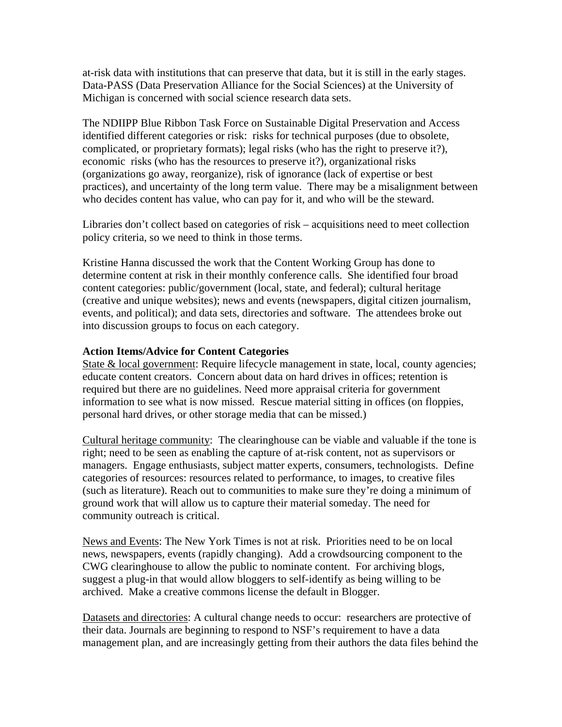at-risk data with institutions that can preserve that data, but it is still in the early stages. Data-PASS (Data Preservation Alliance for the Social Sciences) at the University of Michigan is concerned with social science research data sets.

The NDIIPP Blue Ribbon Task Force on Sustainable Digital Preservation and Access identified different categories or risk: risks for technical purposes (due to obsolete, complicated, or proprietary formats); legal risks (who has the right to preserve it?), economic risks (who has the resources to preserve it?), organizational risks (organizations go away, reorganize), risk of ignorance (lack of expertise or best practices), and uncertainty of the long term value. There may be a misalignment between who decides content has value, who can pay for it, and who will be the steward.

Libraries don't collect based on categories of risk – acquisitions need to meet collection policy criteria, so we need to think in those terms.

Kristine Hanna discussed the work that the Content Working Group has done to determine content at risk in their monthly conference calls. She identified four broad content categories: public/government (local, state, and federal); cultural heritage (creative and unique websites); news and events (newspapers, digital citizen journalism, events, and political); and data sets, directories and software. The attendees broke out into discussion groups to focus on each category.

**Action Items/Advice for Content Categories**

State & local government: Require lifecycle management in state, local, county agencies; educate content creators. Concern about data on hard drives in offices; retention is required but there are no guidelines. Need more appraisal criteria for government information to see what is now missed. Rescue material sitting in offices (on floppies, personal hard drives, or other storage media that can be missed.)

Cultural heritage community: The clearinghouse can be viable and valuable if the tone is right; need to be seen as enabling the capture of at-risk content, not as supervisors or managers. Engage enthusiasts, subject matter experts, consumers, technologists. Define categories of resources: resources related to performance, to images, to creative files (such as literature). Reach out to communities to make sure they're doing a minimum of ground work that will allow us to capture their material someday. The need for community outreach is critical.

News and Events: The New York Times is not at risk. Priorities need to be on local news, newspapers, events (rapidly changing). Add a crowdsourcing component to the CWG clearinghouse to allow the public to nominate content. For archiving blogs, suggest a plug-in that would allow bloggers to self-identify as being willing to be archived. Make a creative commons license the default in Blogger.

Datasets and directories: A cultural change needs to occur: researchers are protective of their data. Journals are beginning to respond to NSF's requirement to have a data management plan, and are increasingly getting from their authors the data files behind the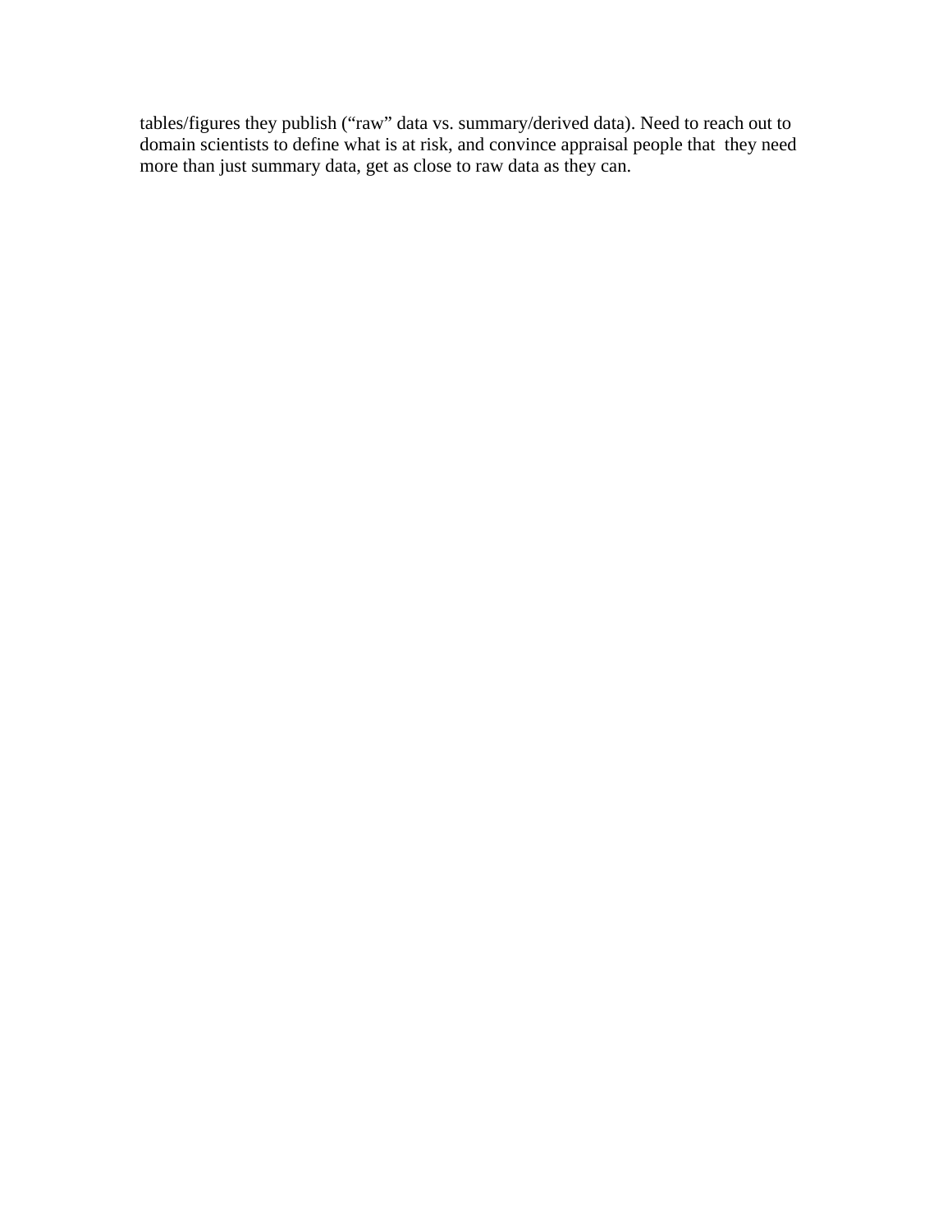tables/figures they publish ("raw" data vs. summary/derived data). Need to reach out to domain scientists to define what is at risk, and convince appraisal people that they need more than just summary data, get as close to raw data as they can.